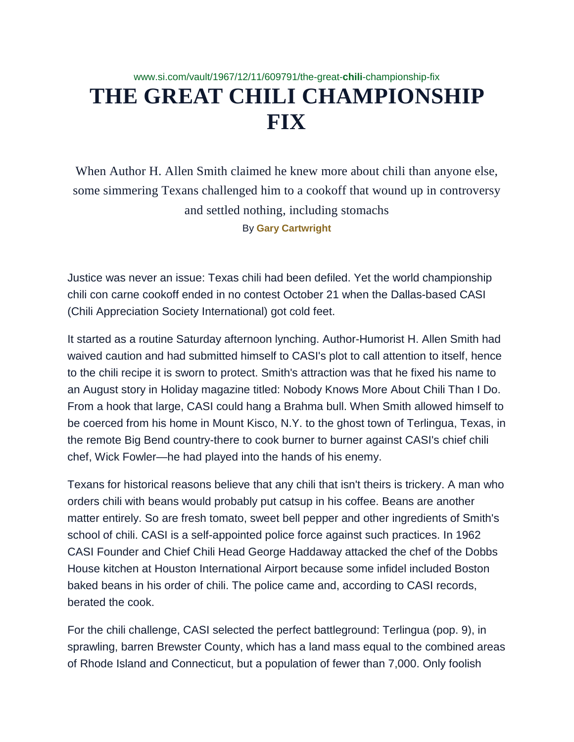www.si.com/vault/1967/12/11/609791/the-great-**chili**-championship-fix

# THE GREAT CHILI CHAMPIONSHIP FIX

When Author H. Allen Smith claimed he knew more about chili than anyone else, some simmering Texans challenged him to a cookoff that wound up in controversy and settled nothing, including stomachs

By **Gary Cartwright**

Justice was never an issue: Texas chili had been defiled. Yet the world championship chili con carne cookoff ended in no contest October 21 when the Dallas-based CASI (Chili Appreciation Society International) got cold feet.

It started as a routine Saturday afternoon lynching. Author-Humorist H. Allen Smith had waived caution and had submitted himself to CASI's plot to call attention to itself, hence to the chili recipe it is sworn to protect. Smith's attraction was that he fixed his name to an August story in Holiday magazine titled: Nobody Knows More About Chili Than I Do. From a hook that large, CASI could hang a Brahma bull. When Smith allowed himself to be coerced from his home in Mount Kisco, N.Y. to the ghost town of Terlingua, Texas, in the remote Big Bend country-there to cook burner to burner against CASI's chief chili chef, Wick Fowler—he had played into the hands of his enemy.

Texans for historical reasons believe that any chili that isn't theirs is trickery. A man who orders chili with beans would probably put catsup in his coffee. Beans are another matter entirely. So are fresh tomato, sweet bell pepper and other ingredients of Smith's school of chili. CASI is a self-appointed police force against such practices. In 1962 CASI Founder and Chief Chili Head George Haddaway attacked the chef of the Dobbs House kitchen at Houston International Airport because some infidel included Boston baked beans in his order of chili. The police came and, according to CASI records, berated the cook.

For the chili challenge, CASI selected the perfect battleground: Terlingua (pop. 9), in sprawling, barren Brewster County, which has a land mass equal to the combined areas of Rhode Island and Connecticut, but a population of fewer than 7,000. Only foolish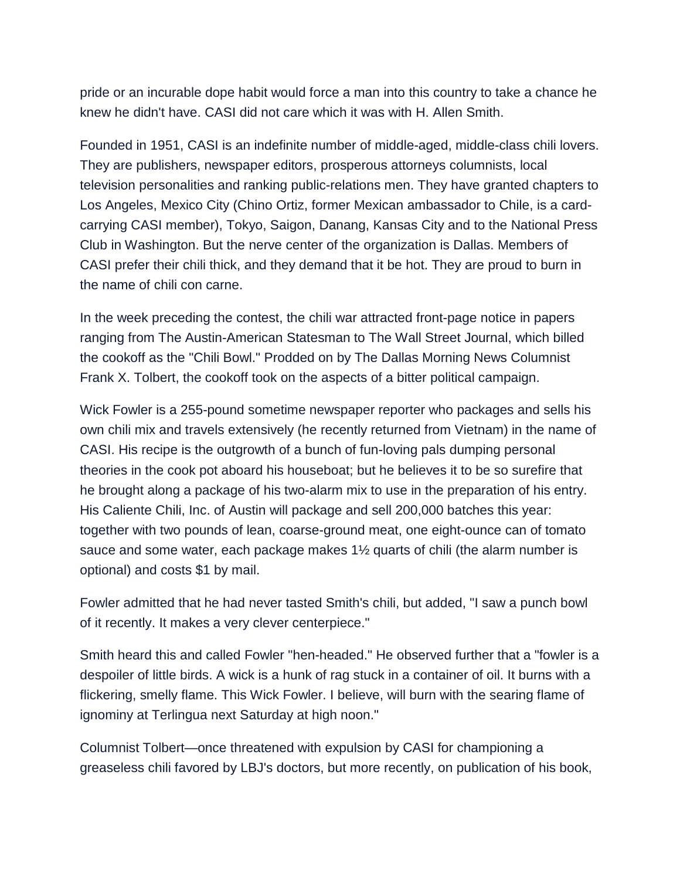pride or an incurable dope habit would force a man into this country to take a chance he knew he didn't have. CASI did not care which it was with H. Allen Smith.

Founded in 1951, CASI is an indefinite number of middle-aged, middle-class chili lovers. They are publishers, newspaper editors, prosperous attorneys columnists, local television personalities and ranking public-relations men. They have granted chapters to Los Angeles, Mexico City (Chino Ortiz, former Mexican ambassador to Chile, is a card-carrying CASI member), Tokyo, Saigon, Danang, Kansas City and to the National Press Club in Washington. But the nerve center of the organization is Dallas. Members of CASI prefer their chili thick, and they demand that it be hot. They are proud to burn in the name of chili con carne.

In the week preceding the contest, the chili war attracted front-page notice in papers ranging from The Austin-American Statesman to The Wall Street Journal, which billed the cookoff as the "Chili Bowl." Prodded on by The Dallas Morning News Columnist Frank X. Tolbert, the cookoff took on the aspects of a bitter political campaign.

Wick Fowler is a 255-pound sometime newspaper reporter who packages and sells his own chili mix and travels extensively (he recently returned from Vietnam) in the name of CASI. His recipe is the outgrowth of a bunch of fun-loving pals dumping personal theories in the cook pot aboard his houseboat; but he believes it to be so surefire that he brought along a package of his two-alarm mix to use in the preparation of his entry. His Caliente Chili, Inc. of Austin will package and sell 200,000 batches this year: together with two pounds of lean, coarse-ground meat, one eight-ounce can of tomato sauce and some water, each package makes 1½ quarts of chili (the alarm number is optional) and costs $1 by mail.

Fowler admitted that he had never tasted Smith's chili, but added, "I saw a punch bowl of it recently. It makes a very clever centerpiece."

Smith heard this and called Fowler "hen-headed." He observed further that a "fowler is a despoiler of little birds. A wick is a hunk of rag stuck in a container of oil. It burns with a flickering, smelly flame. This Wick Fowler. I believe, will burn with the searing flame of ignominy at Terlingua next Saturday at high noon."

Columnist Tolbert—once threatened with expulsion by CASI for championing a greaseless chili favored by LBJ's doctors, but more recently, on publication of his book,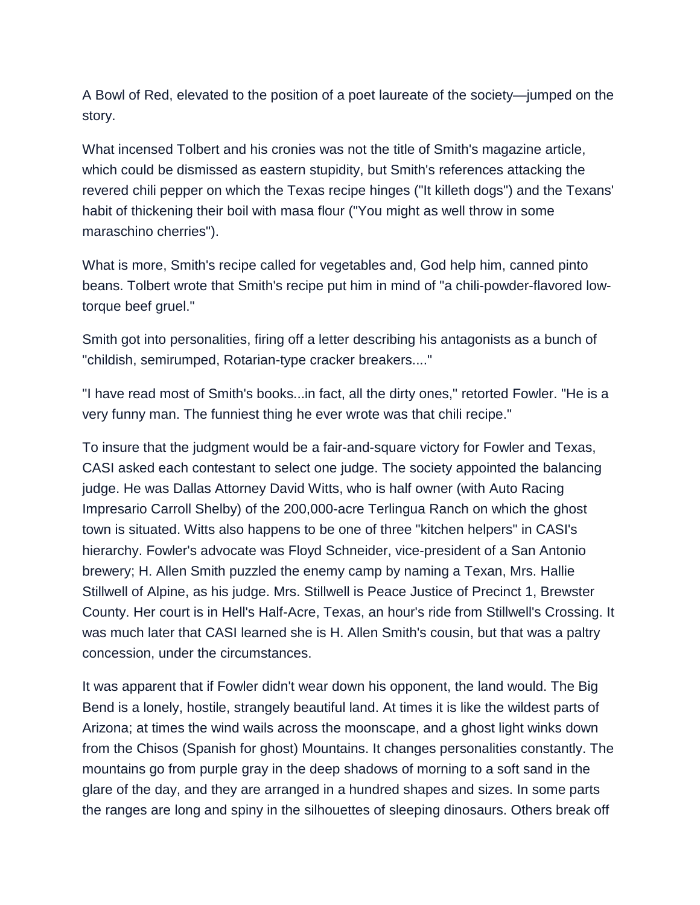A Bowl of Red, elevated to the position of a poet laureate of the society—jumped on the story.

What incensed Tolbert and his cronies was not the title of Smith's magazine article, which could be dismissed as eastern stupidity, but Smith's references attacking the revered chili pepper on which the Texas recipe hinges ("It killeth dogs") and the Texans' habit of thickening their boil with masa flour ("You might as well throw in some maraschino cherries").

What is more, Smith's recipe called for vegetables and, God help him, canned pinto beans. Tolbert wrote that Smith's recipe put him in mind of "a chili-powder-flavored low-torque beef gruel."

Smith got into personalities, firing off a letter describing his antagonists as a bunch of "childish, semirumped, Rotarian-type cracker breakers...."

"I have read most of Smith's books...in fact, all the dirty ones," retorted Fowler. "He is a very funny man. The funniest thing he ever wrote was that chili recipe."

To insure that the judgment would be a fair-and-square victory for Fowler and Texas, CASI asked each contestant to select one judge. The society appointed the balancing judge. He was Dallas Attorney David Witts, who is half owner (with Auto Racing Impresario Carroll Shelby) of the 200,000-acre Terlingua Ranch on which the ghost town is situated. Witts also happens to be one of three "kitchen helpers" in CASI's hierarchy. Fowler's advocate was Floyd Schneider, vice-president of a San Antonio brewery; H. Allen Smith puzzled the enemy camp by naming a Texan, Mrs. Hallie Stillwell of Alpine, as his judge. Mrs. Stillwell is Peace Justice of Precinct 1, Brewster County. Her court is in Hell's Half-Acre, Texas, an hour's ride from Stillwell's Crossing. It was much later that CASI learned she is H. Allen Smith's cousin, but that was a paltry concession, under the circumstances.

It was apparent that if Fowler didn't wear down his opponent, the land would. The Big Bend is a lonely, hostile, strangely beautiful land. At times it is like the wildest parts of Arizona; at times the wind wails across the moonscape, and a ghost light winks down from the Chisos (Spanish for ghost) Mountains. It changes personalities constantly. The mountains go from purple gray in the deep shadows of morning to a soft sand in the glare of the day, and they are arranged in a hundred shapes and sizes. In some parts the ranges are long and spiny in the silhouettes of sleeping dinosaurs. Others break off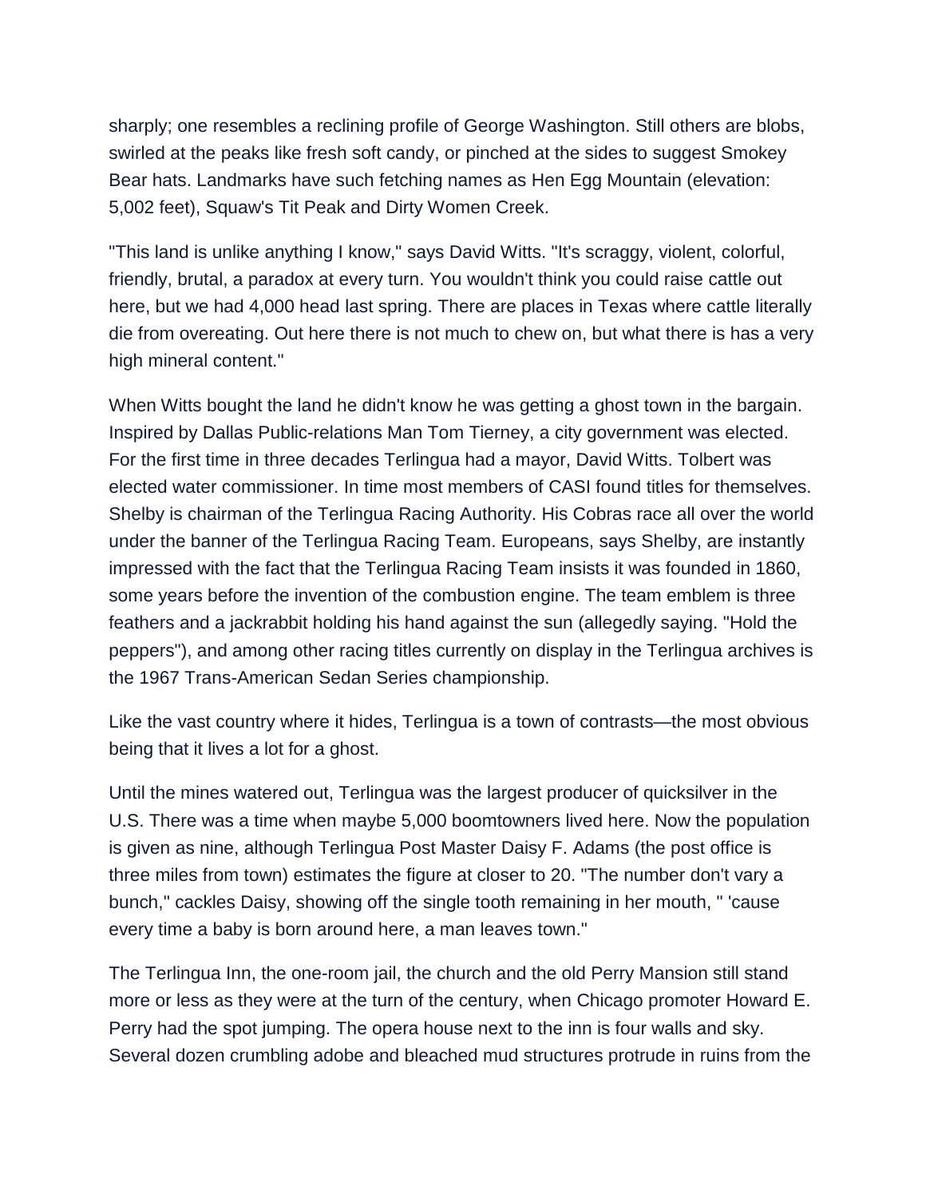sharply; one resembles a reclining profile of George Washington. Still others are blobs, swirled at the peaks like fresh soft candy, or pinched at the sides to suggest Smokey Bear hats. Landmarks have such fetching names as Hen Egg Mountain (elevation: 5,002 feet), Squaw's Tit Peak and Dirty Women Creek.

"This land is unlike anything I know," says David Witts. "It's scraggy, violent, colorful, friendly, brutal, a paradox at every turn. You wouldn't think you could raise cattle out here, but we had 4,000 head last spring. There are places in Texas where cattle literally die from overeating. Out here there is not much to chew on, but what there is has a very high mineral content."

When Witts bought the land he didn't know he was getting a ghost town in the bargain. Inspired by Dallas Public-relations Man Tom Tierney, a city government was elected. For the first time in three decades Terlingua had a mayor, David Witts. Tolbert was elected water commissioner. In time most members of CASI found titles for themselves. Shelby is chairman of the Terlingua Racing Authority. His Cobras race all over the world under the banner of the Terlingua Racing Team. Europeans, says Shelby, are instantly impressed with the fact that the Terlingua Racing Team insists it was founded in 1860, some years before the invention of the combustion engine. The team emblem is three feathers and a jackrabbit holding his hand against the sun (allegedly saying. "Hold the peppers"), and among other racing titles currently on display in the Terlingua archives is the 1967 Trans-American Sedan Series championship.

Like the vast country where it hides, Terlingua is a town of contrasts—the most obvious being that it lives a lot for a ghost.

Until the mines watered out, Terlingua was the largest producer of quicksilver in the U.S. There was a time when maybe 5,000 boomtowners lived here. Now the population is given as nine, although Terlingua Post Master Daisy F. Adams (the post office is three miles from town) estimates the figure at closer to 20. "The number don't vary a bunch," cackles Daisy, showing off the single tooth remaining in her mouth, " 'cause every time a baby is born around here, a man leaves town."

The Terlingua Inn, the one-room jail, the church and the old Perry Mansion still stand more or less as they were at the turn of the century, when Chicago promoter Howard E. Perry had the spot jumping. The opera house next to the inn is four walls and sky. Several dozen crumbling adobe and bleached mud structures protrude in ruins from the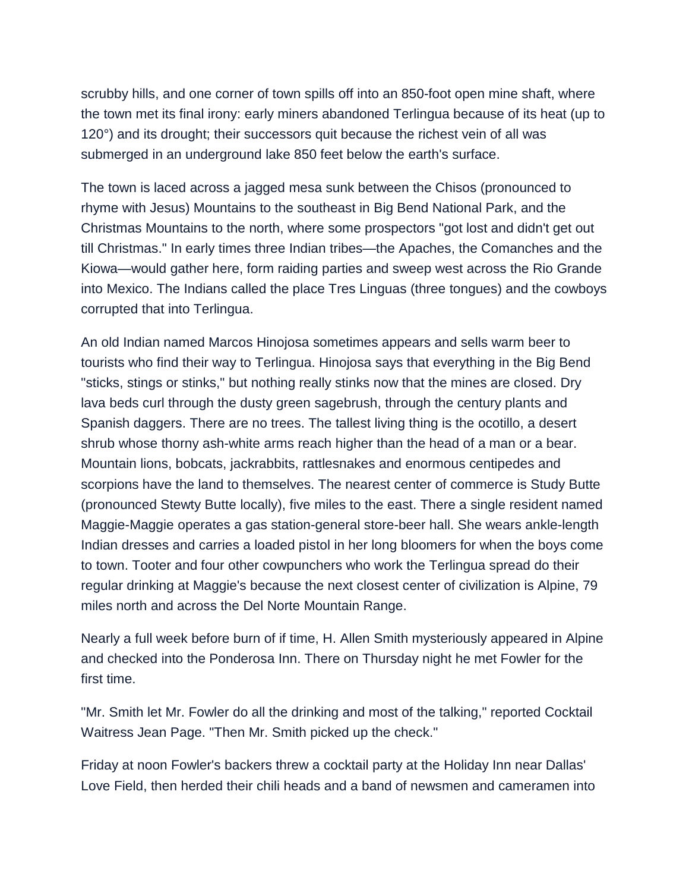scrubby hills, and one corner of town spills off into an 850-foot open mine shaft, where the town met its final irony: early miners abandoned Terlingua because of its heat (up to 120°) and its drought; their successors quit because the richest vein of all was submerged in an underground lake 850 feet below the earth's surface.

The town is laced across a jagged mesa sunk between the Chisos (pronounced to rhyme with Jesus) Mountains to the southeast in Big Bend National Park, and the Christmas Mountains to the north, where some prospectors "got lost and didn't get out till Christmas." In early times three Indian tribes—the Apaches, the Comanches and the Kiowa—would gather here, form raiding parties and sweep west across the Rio Grande into Mexico. The Indians called the place Tres Linguas (three tongues) and the cowboys corrupted that into Terlingua.

An old Indian named Marcos Hinojosa sometimes appears and sells warm beer to tourists who find their way to Terlingua. Hinojosa says that everything in the Big Bend "sticks, stings or stinks," but nothing really stinks now that the mines are closed. Dry lava beds curl through the dusty green sagebrush, through the century plants and Spanish daggers. There are no trees. The tallest living thing is the ocotillo, a desert shrub whose thorny ash-white arms reach higher than the head of a man or a bear. Mountain lions, bobcats, jackrabbits, rattlesnakes and enormous centipedes and scorpions have the land to themselves. The nearest center of commerce is Study Butte (pronounced Stewty Butte locally), five miles to the east. There a single resident named Maggie-Maggie operates a gas station-general store-beer hall. She wears ankle-length Indian dresses and carries a loaded pistol in her long bloomers for when the boys come to town. Tooter and four other cowpunchers who work the Terlingua spread do their regular drinking at Maggie's because the next closest center of civilization is Alpine, 79 miles north and across the Del Norte Mountain Range.

Nearly a full week before burn of if time, H. Allen Smith mysteriously appeared in Alpine and checked into the Ponderosa Inn. There on Thursday night he met Fowler for the first time.

"Mr. Smith let Mr. Fowler do all the drinking and most of the talking," reported Cocktail Waitress Jean Page. "Then Mr. Smith picked up the check."

Friday at noon Fowler's backers threw a cocktail party at the Holiday Inn near Dallas' Love Field, then herded their chili heads and a band of newsmen and cameramen into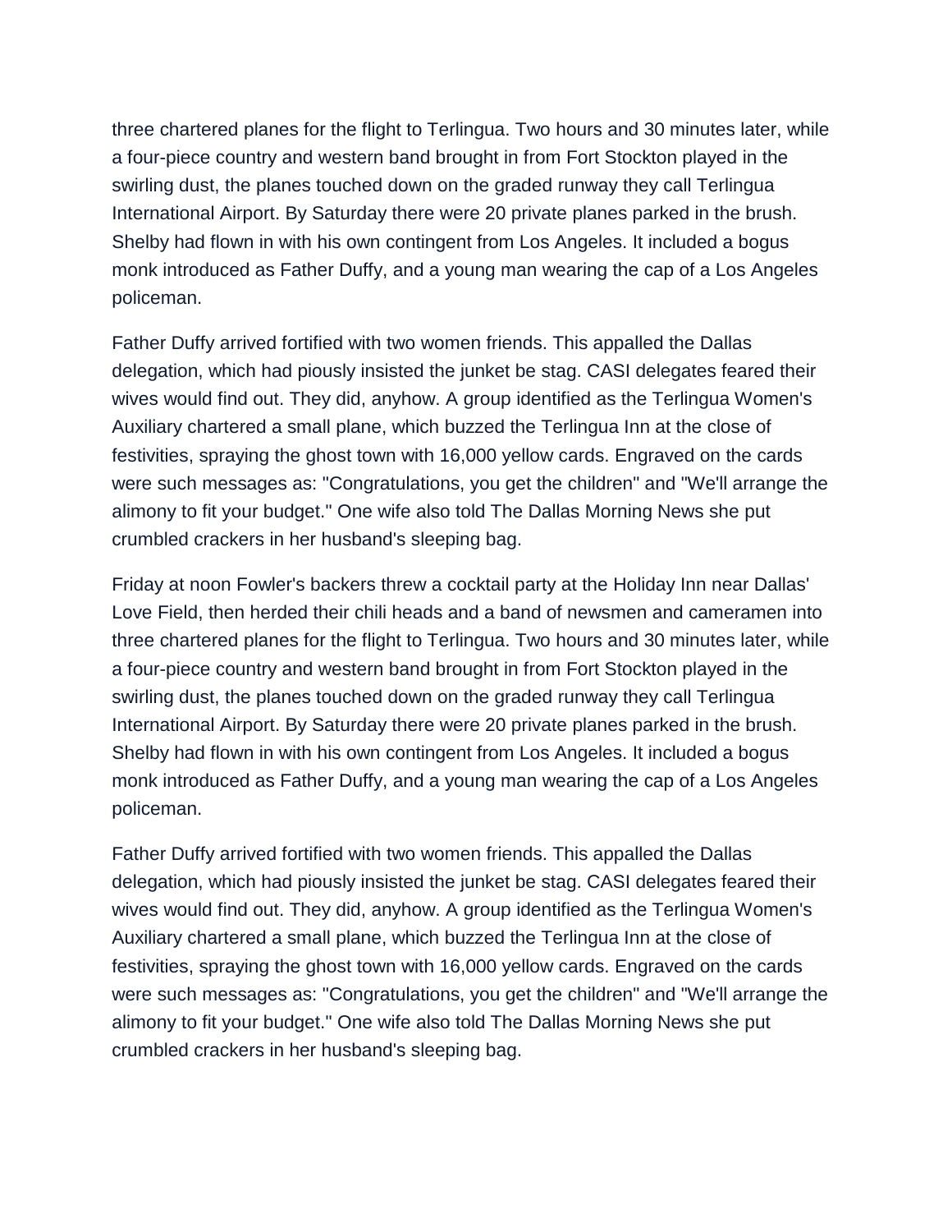three chartered planes for the flight to Terlingua. Two hours and 30 minutes later, while a four-piece country and western band brought in from Fort Stockton played in the swirling dust, the planes touched down on the graded runway they call Terlingua International Airport. By Saturday there were 20 private planes parked in the brush. Shelby had flown in with his own contingent from Los Angeles. It included a bogus monk introduced as Father Duffy, and a young man wearing the cap of a Los Angeles policeman.

Father Duffy arrived fortified with two women friends. This appalled the Dallas delegation, which had piously insisted the junket be stag. CASI delegates feared their wives would find out. They did, anyhow. A group identified as the Terlingua Women's Auxiliary chartered a small plane, which buzzed the Terlingua Inn at the close of festivities, spraying the ghost town with 16,000 yellow cards. Engraved on the cards were such messages as: "Congratulations, you get the children" and "We'll arrange the alimony to fit your budget." One wife also told The Dallas Morning News she put crumbled crackers in her husband's sleeping bag.

Friday at noon Fowler's backers threw a cocktail party at the Holiday Inn near Dallas' Love Field, then herded their chili heads and a band of newsmen and cameramen into three chartered planes for the flight to Terlingua. Two hours and 30 minutes later, while a four-piece country and western band brought in from Fort Stockton played in the swirling dust, the planes touched down on the graded runway they call Terlingua International Airport. By Saturday there were 20 private planes parked in the brush. Shelby had flown in with his own contingent from Los Angeles. It included a bogus monk introduced as Father Duffy, and a young man wearing the cap of a Los Angeles policeman.

Father Duffy arrived fortified with two women friends. This appalled the Dallas delegation, which had piously insisted the junket be stag. CASI delegates feared their wives would find out. They did, anyhow. A group identified as the Terlingua Women's Auxiliary chartered a small plane, which buzzed the Terlingua Inn at the close of festivities, spraying the ghost town with 16,000 yellow cards. Engraved on the cards were such messages as: "Congratulations, you get the children" and "We'll arrange the alimony to fit your budget." One wife also told The Dallas Morning News she put crumbled crackers in her husband's sleeping bag.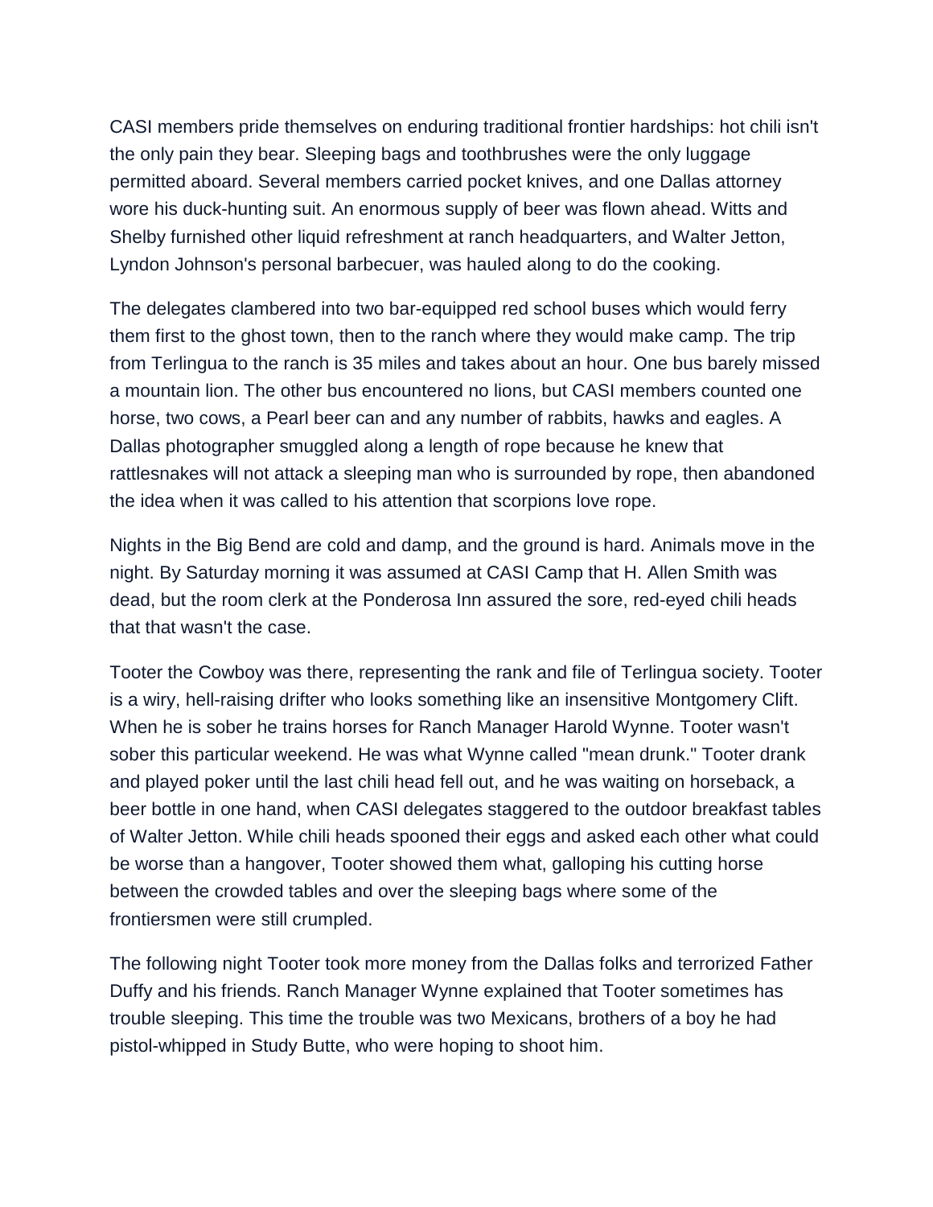CASI members pride themselves on enduring traditional frontier hardships: hot chili isn't the only pain they bear. Sleeping bags and toothbrushes were the only luggage permitted aboard. Several members carried pocket knives, and one Dallas attorney wore his duck-hunting suit. An enormous supply of beer was flown ahead. Witts and Shelby furnished other liquid refreshment at ranch headquarters, and Walter Jetton, Lyndon Johnson's personal barbecuer, was hauled along to do the cooking.

The delegates clambered into two bar-equipped red school buses which would ferry them first to the ghost town, then to the ranch where they would make camp. The trip from Terlingua to the ranch is 35 miles and takes about an hour. One bus barely missed a mountain lion. The other bus encountered no lions, but CASI members counted one horse, two cows, a Pearl beer can and any number of rabbits, hawks and eagles. A Dallas photographer smuggled along a length of rope because he knew that rattlesnakes will not attack a sleeping man who is surrounded by rope, then abandoned the idea when it was called to his attention that scorpions love rope.

Nights in the Big Bend are cold and damp, and the ground is hard. Animals move in the night. By Saturday morning it was assumed at CASI Camp that H. Allen Smith was dead, but the room clerk at the Ponderosa Inn assured the sore, red-eyed chili heads that that wasn't the case.

Tooter the Cowboy was there, representing the rank and file of Terlingua society. Tooter is a wiry, hell-raising drifter who looks something like an insensitive Montgomery Clift. When he is sober he trains horses for Ranch Manager Harold Wynne. Tooter wasn't sober this particular weekend. He was what Wynne called "mean drunk." Tooter drank and played poker until the last chili head fell out, and he was waiting on horseback, a beer bottle in one hand, when CASI delegates staggered to the outdoor breakfast tables of Walter Jetton. While chili heads spooned their eggs and asked each other what could be worse than a hangover, Tooter showed them what, galloping his cutting horse between the crowded tables and over the sleeping bags where some of the frontiersmen were still crumpled.

The following night Tooter took more money from the Dallas folks and terrorized Father Duffy and his friends. Ranch Manager Wynne explained that Tooter sometimes has trouble sleeping. This time the trouble was two Mexicans, brothers of a boy he had pistol-whipped in Study Butte, who were hoping to shoot him.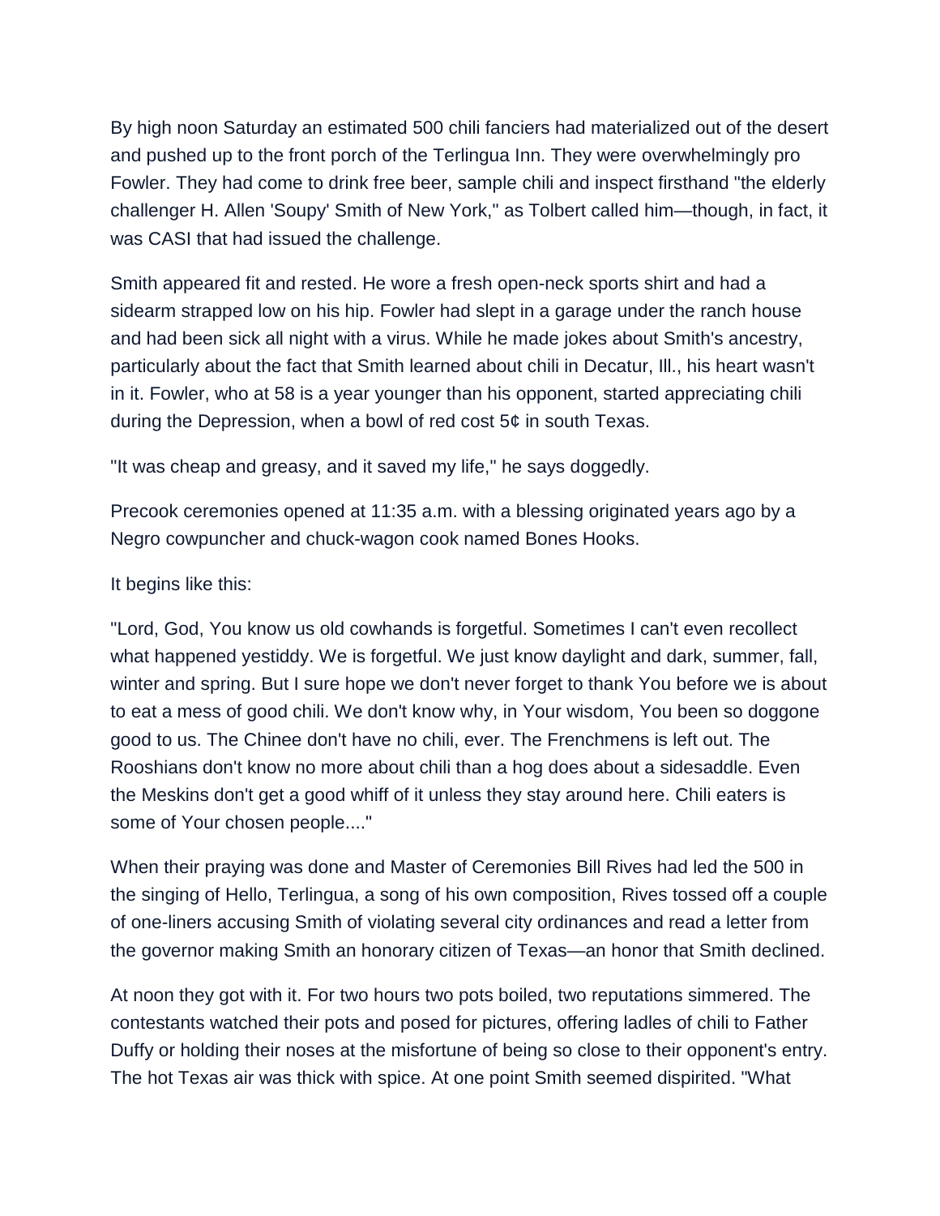By high noon Saturday an estimated 500 chili fanciers had materialized out of the desert and pushed up to the front porch of the Terlingua Inn. They were overwhelmingly pro Fowler. They had come to drink free beer, sample chili and inspect firsthand "the elderly challenger H. Allen 'Soupy' Smith of New York," as Tolbert called him—though, in fact, it was CASI that had issued the challenge.

Smith appeared fit and rested. He wore a fresh open-neck sports shirt and had a sidearm strapped low on his hip. Fowler had slept in a garage under the ranch house and had been sick all night with a virus. While he made jokes about Smith's ancestry, particularly about the fact that Smith learned about chili in Decatur, Ill., his heart wasn't in it. Fowler, who at 58 is a year younger than his opponent, started appreciating chili during the Depression, when a bowl of red cost 5¢ in south Texas.

"It was cheap and greasy, and it saved my life," he says doggedly.

Precook ceremonies opened at 11:35 a.m. with a blessing originated years ago by a Negro cowpuncher and chuck-wagon cook named Bones Hooks.

It begins like this:

"Lord, God, You know us old cowhands is forgetful. Sometimes I can't even recollect what happened yestiddy. We is forgetful. We just know daylight and dark, summer, fall, winter and spring. But I sure hope we don't never forget to thank You before we is about to eat a mess of good chili. We don't know why, in Your wisdom, You been so doggone good to us. The Chinee don't have no chili, ever. The Frenchmens is left out. The Rooshians don't know no more about chili than a hog does about a sidesaddle. Even the Meskins don't get a good whiff of it unless they stay around here. Chili eaters is some of Your chosen people...."

When their praying was done and Master of Ceremonies Bill Rives had led the 500 in the singing of Hello, Terlingua, a song of his own composition, Rives tossed off a couple of one-liners accusing Smith of violating several city ordinances and read a letter from the governor making Smith an honorary citizen of Texas—an honor that Smith declined.

At noon they got with it. For two hours two pots boiled, two reputations simmered. The contestants watched their pots and posed for pictures, offering ladles of chili to Father Duffy or holding their noses at the misfortune of being so close to their opponent's entry. The hot Texas air was thick with spice. At one point Smith seemed dispirited. "What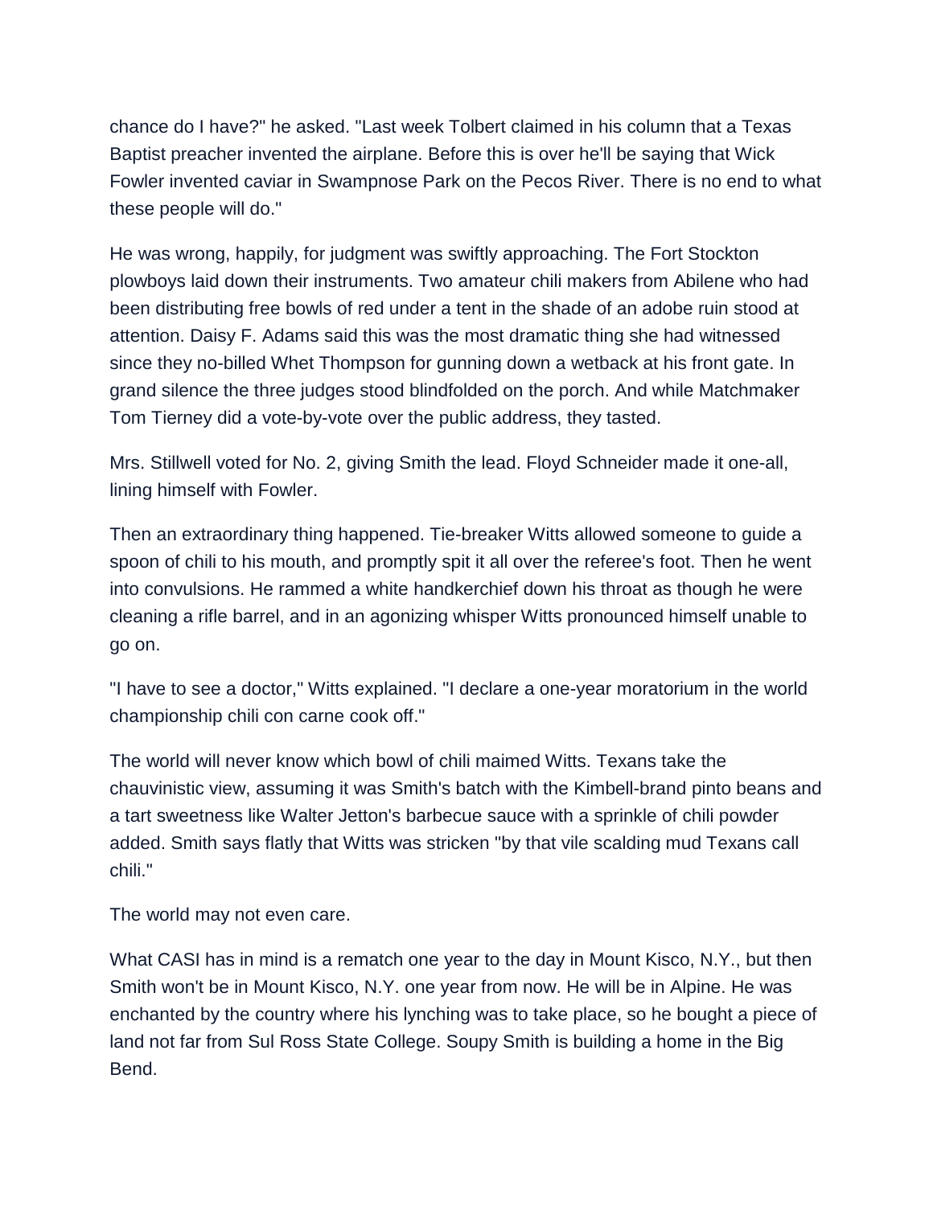chance do I have?" he asked. "Last week Tolbert claimed in his column that a Texas Baptist preacher invented the airplane. Before this is over he'll be saying that Wick Fowler invented caviar in Swampnose Park on the Pecos River. There is no end to what these people will do."

He was wrong, happily, for judgment was swiftly approaching. The Fort Stockton plowboys laid down their instruments. Two amateur chili makers from Abilene who had been distributing free bowls of red under a tent in the shade of an adobe ruin stood at attention. Daisy F. Adams said this was the most dramatic thing she had witnessed since they no-billed Whet Thompson for gunning down a wetback at his front gate. In grand silence the three judges stood blindfolded on the porch. And while Matchmaker Tom Tierney did a vote-by-vote over the public address, they tasted.

Mrs. Stillwell voted for No. 2, giving Smith the lead. Floyd Schneider made it one-all, lining himself with Fowler.

Then an extraordinary thing happened. Tie-breaker Witts allowed someone to guide a spoon of chili to his mouth, and promptly spit it all over the referee's foot. Then he went into convulsions. He rammed a white handkerchief down his throat as though he were cleaning a rifle barrel, and in an agonizing whisper Witts pronounced himself unable to go on.

"I have to see a doctor," Witts explained. "I declare a one-year moratorium in the world championship chili con carne cook off."

The world will never know which bowl of chili maimed Witts. Texans take the chauvinistic view, assuming it was Smith's batch with the Kimbell-brand pinto beans and a tart sweetness like Walter Jetton's barbecue sauce with a sprinkle of chili powder added. Smith says flatly that Witts was stricken "by that vile scalding mud Texans call chili."

The world may not even care.

What CASI has in mind is a rematch one year to the day in Mount Kisco, N.Y., but then Smith won't be in Mount Kisco, N.Y. one year from now. He will be in Alpine. He was enchanted by the country where his lynching was to take place, so he bought a piece of land not far from Sul Ross State College. Soupy Smith is building a home in the Big Bend.